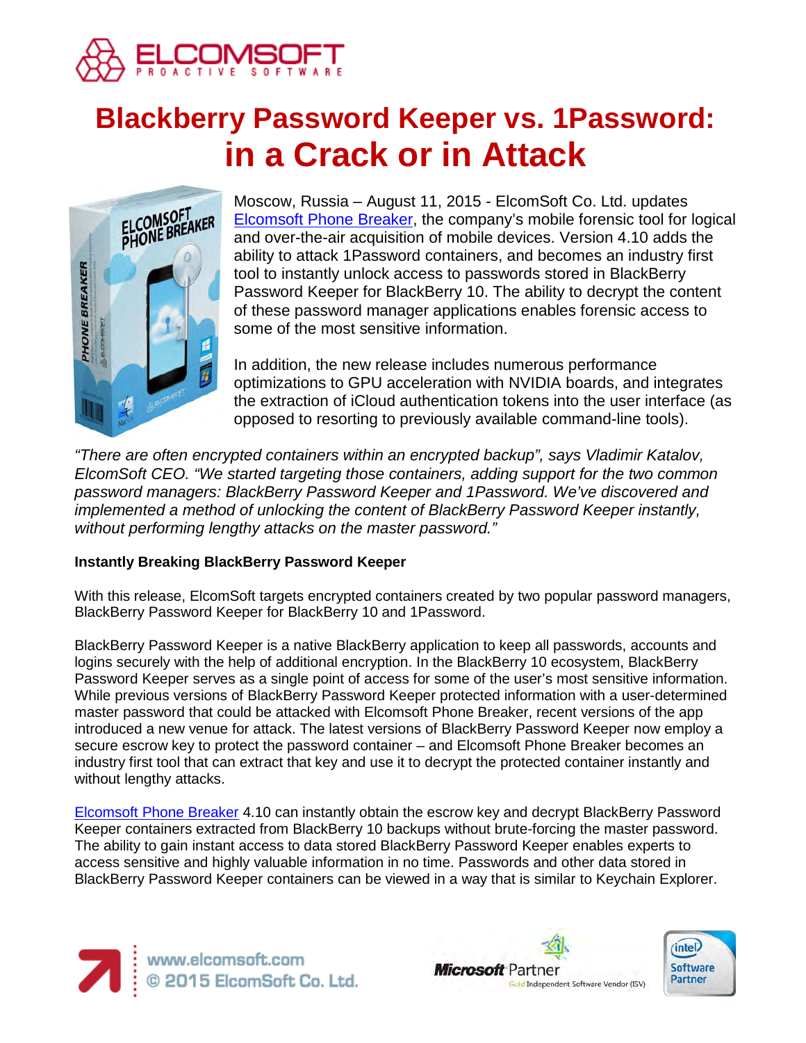# Blackberry Password Keeper vs. 1Password: in a Crack or in Attack

Moscow, Russia – August 11, 2015 - ElcomSoft Co. Ltd. updates Elcomsoft Phone Breaker, the company's mobile forensic tool for logical and over-the-air acquisition of mobile devices. Version 4.10 adds the ability to attack 1Password containers, and becomes an industry first tool to instantly unlock access to passwords stored in BlackBerry Password Keeper for BlackBerry 10. The ability to decrypt the content of these password manager applications enables forensic access to some of the most sensitive information.

In addition, the new release includes numerous performance optimizations to GPU acceleration with NVIDIA boards, and integrates the extraction of iCloud authentication tokens into the user interface (as opposed to resorting to previously available command-line tools).

*"There are often encrypted containers within an encrypted backup", says Vladimir Katalov, ElcomSoft CEO. "We started targeting those containers, adding support for the two common password managers: BlackBerry Password Keeper and 1Password. We've discovered and implemented a method of unlocking the content of BlackBerry Password Keeper instantly, without performing lengthy attacks on the master password."*

**Instantly Breaking BlackBerry Password Keeper**

With this release, ElcomSoft targets encrypted containers created by two popular password managers, BlackBerry Password Keeper for BlackBerry 10 and 1Password.

BlackBerry Password Keeper is a native BlackBerry application to keep all passwords, accounts and logins securely with the help of additional encryption. In the BlackBerry 10 ecosystem, BlackBerry Password Keeper serves as a single point of access for some of the user's most sensitive information. While previous versions of BlackBerry Password Keeper protected information with a user-determined master password that could be attacked with Elcomsoft Phone Breaker, recent versions of the app introduced a new venue for attack. The latest versions of BlackBerry Password Keeper now employ a secure escrow key to protect the password container – and Elcomsoft Phone Breaker becomes an industry first tool that can extract that key and use it to decrypt the protected container instantly and without lengthy attacks.

Elcomsoft Phone Breaker 4.10 can instantly obtain the escrow key and decrypt BlackBerry Password Keeper containers extracted from BlackBerry 10 backups without brute-forcing the master password. The ability to gain instant access to data stored BlackBerry Password Keeper enables experts to access sensitive and highly valuable information in no time. Passwords and other data stored in BlackBerry Password Keeper containers can be viewed in a way that is similar to Keychain Explorer.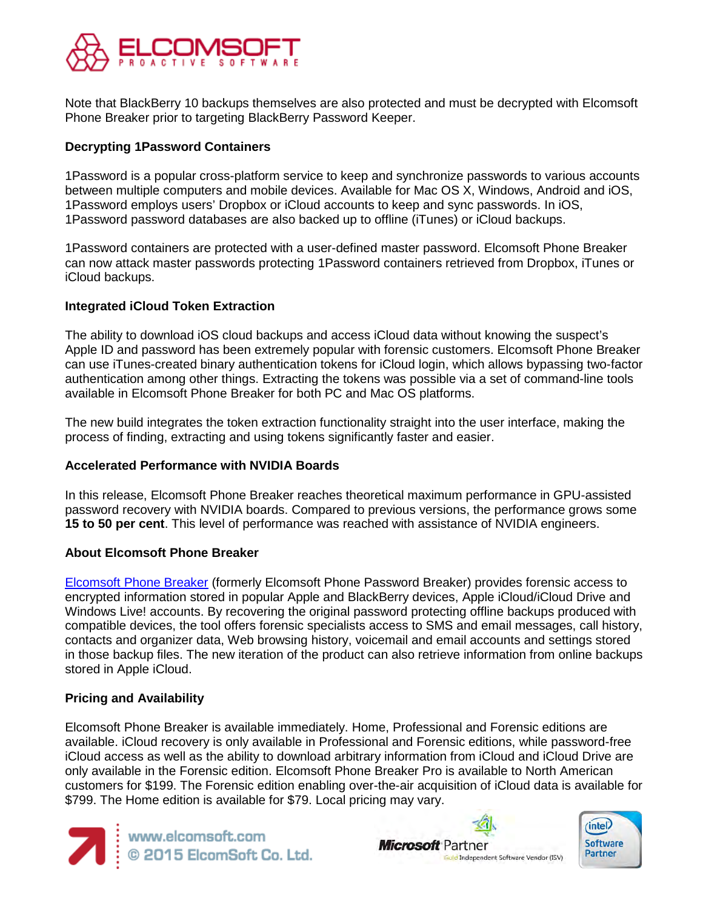Note that BlackBerry 10 backups themselves are also protected and must be decrypted with Elcomsoft Phone Breaker prior to targeting BlackBerry Password Keeper.

**Decrypting 1Password Containers**

1Password is a popular cross-platform service to keep and synchronize passwords to various accounts between multiple computers and mobile devices. Available for Mac OS X, Windows, Android and iOS, 1Password employs users' Dropbox or iCloud accounts to keep and sync passwords. In iOS, 1Password password databases are also backed up to offline (iTunes) or iCloud backups.

1Password containers are protected with a user-defined master password. Elcomsoft Phone Breaker can now attack master passwords protecting 1Password containers retrieved from Dropbox, iTunes or iCloud backups.

**Integrated iCloud Token Extraction**

The ability to download iOS cloud backups and access iCloud data without knowing the suspect's Apple ID and password has been extremely popular with forensic customers. Elcomsoft Phone Breaker can use iTunes-created binary authentication tokens for iCloud login, which allows bypassing two-factor authentication among other things. Extracting the tokens was possible via a set of command-line tools available in Elcomsoft Phone Breaker for both PC and Mac OS platforms.

The new build integrates the token extraction functionality straight into the user interface, making the process of finding, extracting and using tokens significantly faster and easier.

**Accelerated Performance with NVIDIA Boards**

In this release, Elcomsoft Phone Breaker reaches theoretical maximum performance in GPU-assisted password recovery with NVIDIA boards. Compared to previous versions, the performance grows some **15 to 50 per cent**. This level of performance was reached with assistance of NVIDIA engineers.

**About Elcomsoft Phone Breaker**

Elcomsoft Phone Breaker (formerly Elcomsoft Phone Password Breaker) provides forensic access to encrypted information stored in popular Apple and BlackBerry devices, Apple iCloud/iCloud Drive and Windows Live! accounts. By recovering the original password protecting offline backups produced with compatible devices, the tool offers forensic specialists access to SMS and email messages, call history, contacts and organizer data, Web browsing history, voicemail and email accounts and settings stored in those backup files. The new iteration of the product can also retrieve information from online backups stored in Apple iCloud.

**Pricing and Availability**

Elcomsoft Phone Breaker is available immediately. Home, Professional and Forensic editions are available. iCloud recovery is only available in Professional and Forensic editions, while password-free iCloud access as well as the ability to download arbitrary information from iCloud and iCloud Drive are only available in the Forensic edition. Elcomsoft Phone Breaker Pro is available to North American customers for $199. The Forensic edition enabling over-the-air acquisition of iCloud data is available for $799. The Home edition is available for $79. Local pricing may vary.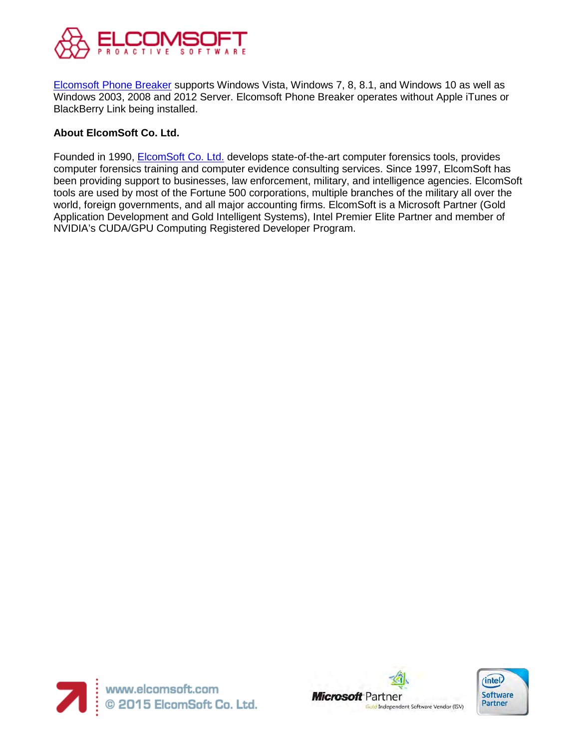Elcomsoft Phone Breaker supports Windows Vista, Windows 7, 8, 8.1, and Windows 10 as well as Windows 2003, 2008 and 2012 Server. Elcomsoft Phone Breaker operates without Apple iTunes or BlackBerry Link being installed.

**About ElcomSoft Co. Ltd.**

Founded in 1990, ElcomSoft Co. Ltd. develops state-of-the-art computer forensics tools, provides computer forensics training and computer evidence consulting services. Since 1997, ElcomSoft has been providing support to businesses, law enforcement, military, and intelligence agencies. ElcomSoft tools are used by most of the Fortune 500 corporations, multiple branches of the military all over the world, foreign governments, and all major accounting firms. ElcomSoft is a Microsoft Partner (Gold Application Development and Gold Intelligent Systems), Intel Premier Elite Partner and member of NVIDIA's CUDA/GPU Computing Registered Developer Program.